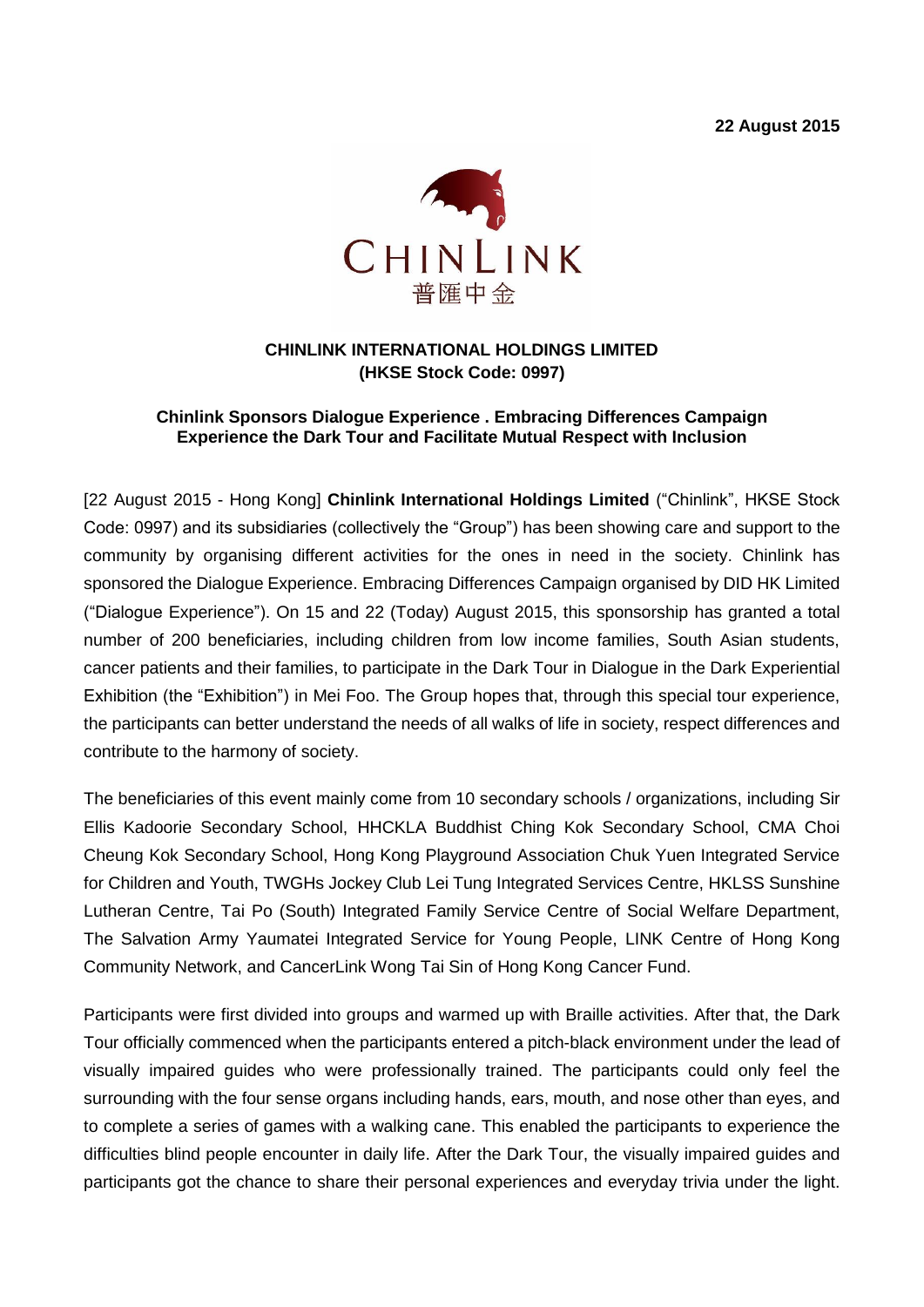**22 August 2015**

CHINLINK
普匯中金

**CHINLINK INTERNATIONAL HOLDINGS LIMITED**
**(HKSE Stock Code: 0997)**

**Chinlink Sponsors Dialogue Experience . Embracing Differences Campaign**
**Experience the Dark Tour and Facilitate Mutual Respect with Inclusion**

[22 August 2015 - Hong Kong] **Chinlink International Holdings Limited** ("Chinlink", HKSE Stock Code: 0997) and its subsidiaries (collectively the "Group") has been showing care and support to the community by organising different activities for the ones in need in the society. Chinlink has sponsored the Dialogue Experience. Embracing Differences Campaign organised by DID HK Limited ("Dialogue Experience"). On 15 and 22 (Today) August 2015, this sponsorship has granted a total number of 200 beneficiaries, including children from low income families, South Asian students, cancer patients and their families, to participate in the Dark Tour in Dialogue in the Dark Experiential Exhibition (the "Exhibition") in Mei Foo. The Group hopes that, through this special tour experience, the participants can better understand the needs of all walks of life in society, respect differences and contribute to the harmony of society.

The beneficiaries of this event mainly come from 10 secondary schools / organizations, including Sir Ellis Kadoorie Secondary School, HHCKLA Buddhist Ching Kok Secondary School, CMA Choi Cheung Kok Secondary School, Hong Kong Playground Association Chuk Yuen Integrated Service for Children and Youth, TWGHs Jockey Club Lei Tung Integrated Services Centre, HKLSS Sunshine Lutheran Centre, Tai Po (South) Integrated Family Service Centre of Social Welfare Department, The Salvation Army Yaumatei Integrated Service for Young People, LINK Centre of Hong Kong Community Network, and CancerLink Wong Tai Sin of Hong Kong Cancer Fund.

Participants were first divided into groups and warmed up with Braille activities. After that, the Dark Tour officially commenced when the participants entered a pitch-black environment under the lead of visually impaired guides who were professionally trained. The participants could only feel the surrounding with the four sense organs including hands, ears, mouth, and nose other than eyes, and to complete a series of games with a walking cane. This enabled the participants to experience the difficulties blind people encounter in daily life. After the Dark Tour, the visually impaired guides and participants got the chance to share their personal experiences and everyday trivia under the light.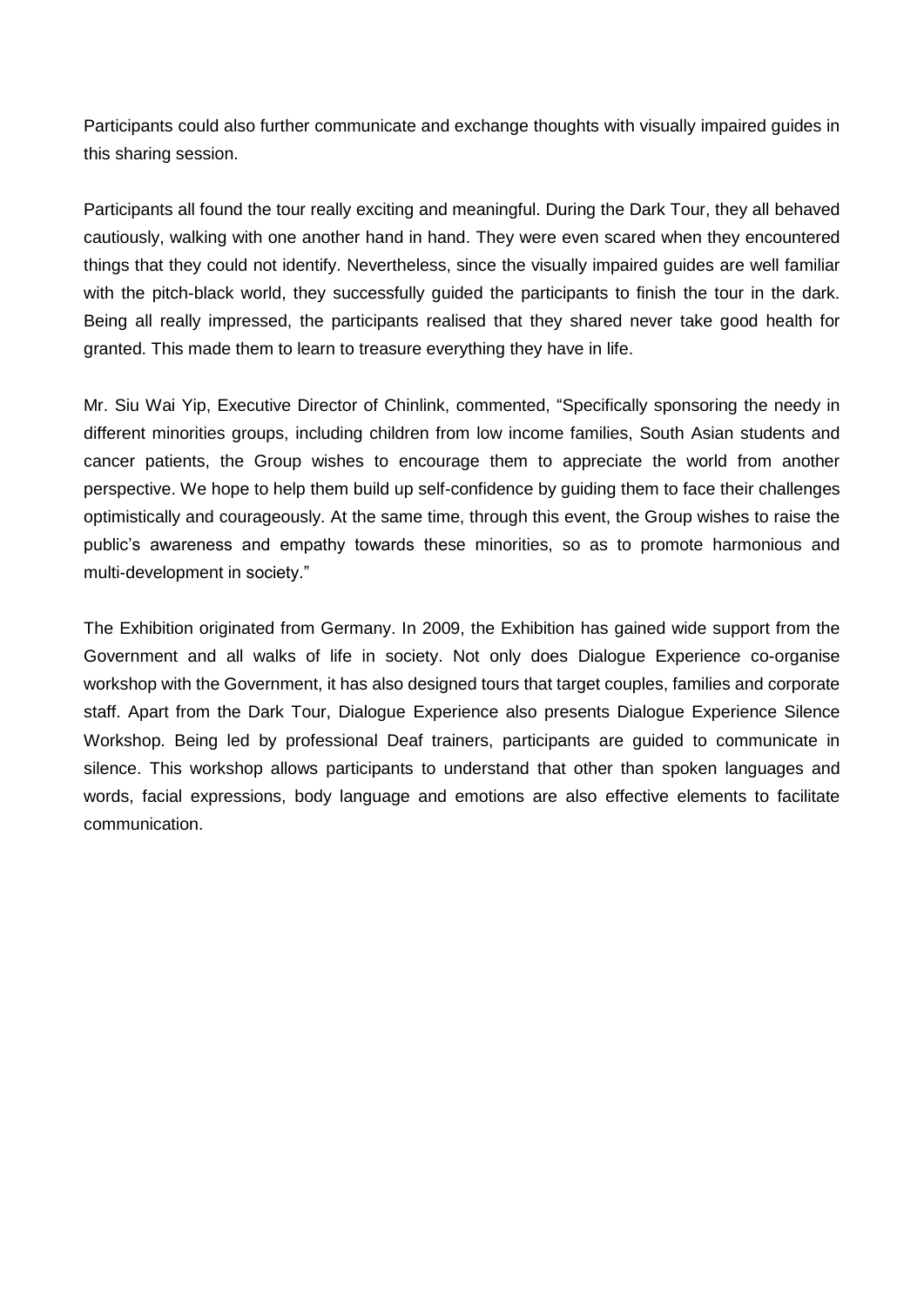Participants could also further communicate and exchange thoughts with visually impaired guides in this sharing session.

Participants all found the tour really exciting and meaningful. During the Dark Tour, they all behaved cautiously, walking with one another hand in hand. They were even scared when they encountered things that they could not identify. Nevertheless, since the visually impaired guides are well familiar with the pitch-black world, they successfully guided the participants to finish the tour in the dark. Being all really impressed, the participants realised that they shared never take good health for granted. This made them to learn to treasure everything they have in life.

Mr. Siu Wai Yip, Executive Director of Chinlink, commented, "Specifically sponsoring the needy in different minorities groups, including children from low income families, South Asian students and cancer patients, the Group wishes to encourage them to appreciate the world from another perspective. We hope to help them build up self-confidence by guiding them to face their challenges optimistically and courageously. At the same time, through this event, the Group wishes to raise the public's awareness and empathy towards these minorities, so as to promote harmonious and multi-development in society."

The Exhibition originated from Germany. In 2009, the Exhibition has gained wide support from the Government and all walks of life in society. Not only does Dialogue Experience co-organise workshop with the Government, it has also designed tours that target couples, families and corporate staff. Apart from the Dark Tour, Dialogue Experience also presents Dialogue Experience Silence Workshop. Being led by professional Deaf trainers, participants are guided to communicate in silence. This workshop allows participants to understand that other than spoken languages and words, facial expressions, body language and emotions are also effective elements to facilitate communication.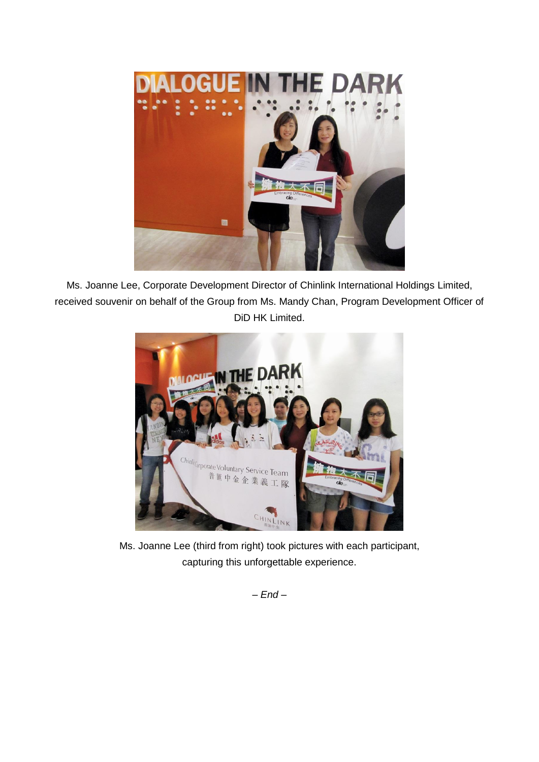Ms. Joanne Lee, Corporate Development Director of Chinlink International Holdings Limited, received souvenir on behalf of the Group from Ms. Mandy Chan, Program Development Officer of DiD HK Limited.

Ms. Joanne Lee (third from right) took pictures with each participant, capturing this unforgettable experience.

*– End –*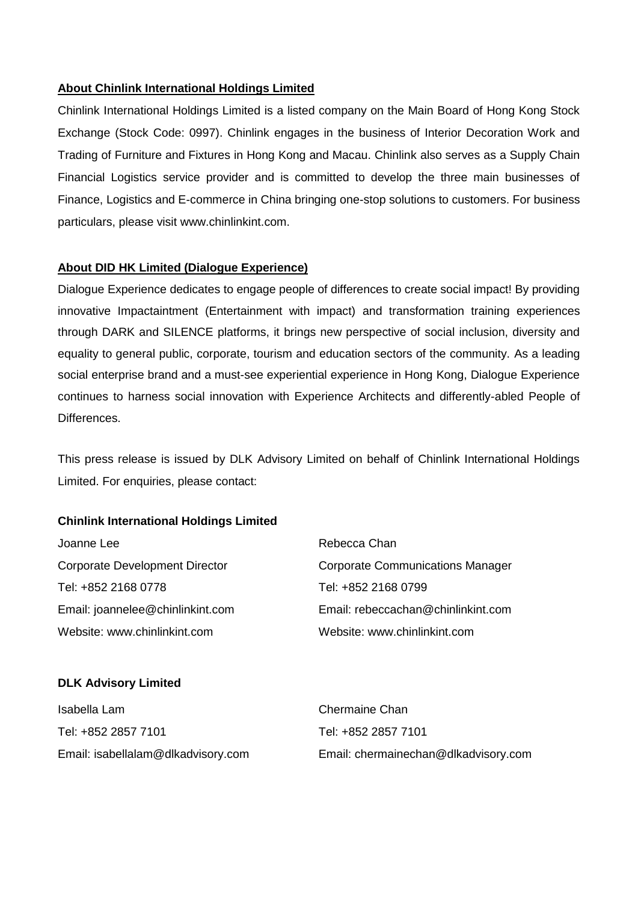**About Chinlink International Holdings Limited**

Chinlink International Holdings Limited is a listed company on the Main Board of Hong Kong Stock Exchange (Stock Code: 0997). Chinlink engages in the business of Interior Decoration Work and Trading of Furniture and Fixtures in Hong Kong and Macau. Chinlink also serves as a Supply Chain Financial Logistics service provider and is committed to develop the three main businesses of Finance, Logistics and E-commerce in China bringing one-stop solutions to customers. For business particulars, please visit www.chinlinkint.com.

**About DID HK Limited (Dialogue Experience)**

Dialogue Experience dedicates to engage people of differences to create social impact! By providing innovative Impactaintment (Entertainment with impact) and transformation training experiences through DARK and SILENCE platforms, it brings new perspective of social inclusion, diversity and equality to general public, corporate, tourism and education sectors of the community. As a leading social enterprise brand and a must-see experiential experience in Hong Kong, Dialogue Experience continues to harness social innovation with Experience Architects and differently-abled People of Differences.

This press release is issued by DLK Advisory Limited on behalf of Chinlink International Holdings Limited. For enquiries, please contact:

**Chinlink International Holdings Limited**

Joanne Lee
Corporate Development Director
Tel: +852 2168 0778
Email: joannelee@chinlinkint.com
Website: www.chinlinkint.com

Rebecca Chan
Corporate Communications Manager
Tel: +852 2168 0799
Email: rebeccachan@chinlinkint.com
Website: www.chinlinkint.com

**DLK Advisory Limited**

Isabella Lam
Tel: +852 2857 7101
Email: isabellalam@dlkadvisory.com

Chermaine Chan
Tel: +852 2857 7101
Email: chermainechan@dlkadvisory.com